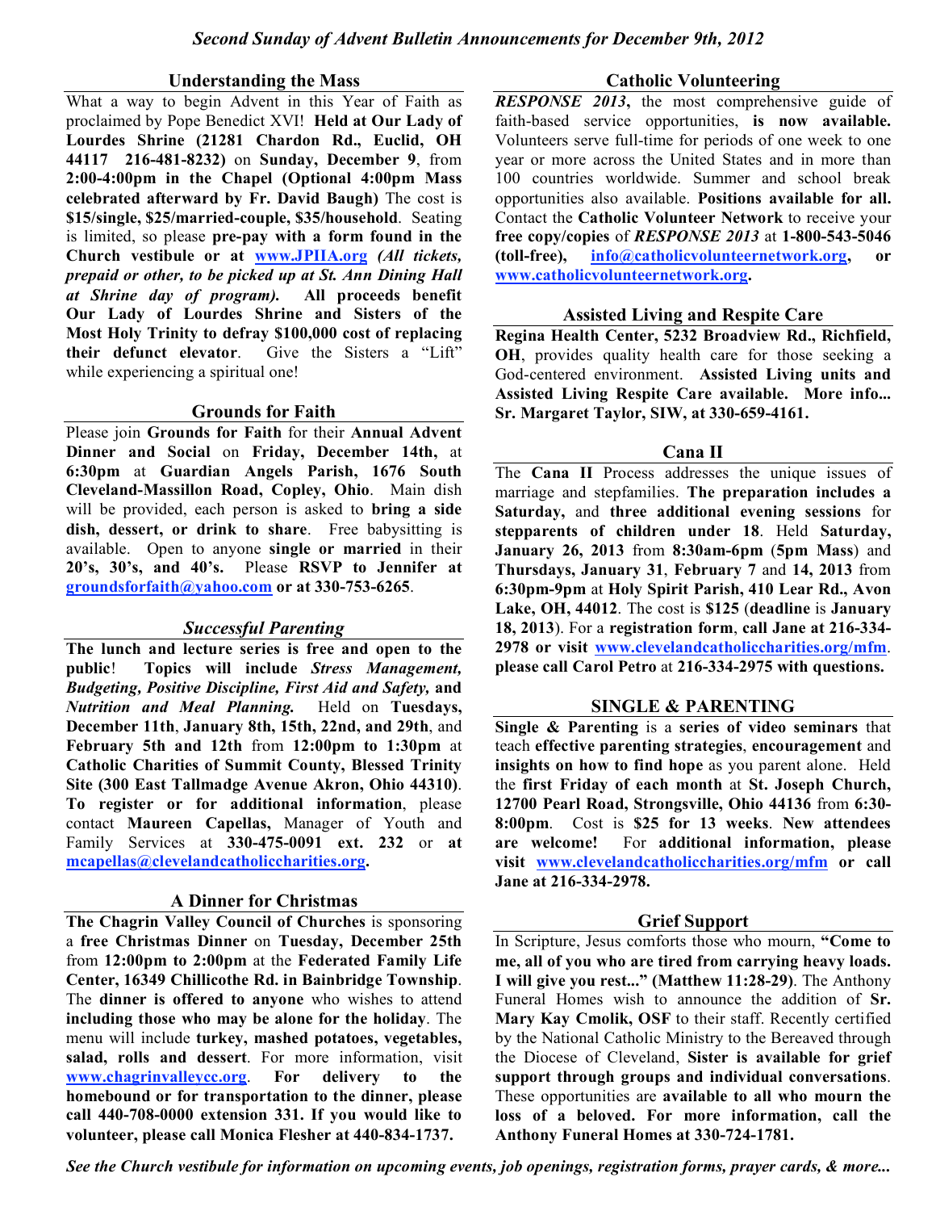# *Second Sunday of Advent Bulletin Announcements for December 9th, 2012*

## Understanding the Mass

What a way to begin Advent in this Year of Faith as proclaimed by Pope Benedict XVI! **Held at Our Lady of Lourdes Shrine (21281 Chardon Rd., Euclid, OH 44117 216-481-8232)** on **Sunday, December 9**, from **2:00-4:00pm in the Chapel (Optional 4:00pm Mass celebrated afterward by Fr. David Baugh)** The cost is **$15/single, $25/married-couple, $35/household**. Seating is limited, so please **pre-pay with a form found in the Church vestibule or at www.JPIIA.org** ***(All tickets, prepaid or other, to be picked up at St. Ann Dining Hall at Shrine day of program).*** **All proceeds benefit Our Lady of Lourdes Shrine and Sisters of the Most Holy Trinity to defray $100,000 cost of replacing their defunct elevator**. Give the Sisters a "Lift" while experiencing a spiritual one!

## Grounds for Faith

Please join **Grounds for Faith** for their **Annual Advent Dinner and Social** on **Friday, December 14th,** at **6:30pm** at **Guardian Angels Parish, 1676 South Cleveland-Massillon Road, Copley, Ohio**. Main dish will be provided, each person is asked to **bring a side dish, dessert, or drink to share**. Free babysitting is available. Open to anyone **single or married** in their **20's, 30's, and 40's.** Please **RSVP to Jennifer at groundsforfaith@yahoo.com or at 330-753-6265**.

## *Successful Parenting*

**The lunch and lecture series is free and open to the public**! **Topics will include *Stress Management, Budgeting, Positive Discipline, First Aid and Safety,* and *Nutrition and Meal Planning.*** Held on **Tuesdays, December 11th**, **January 8th, 15th, 22nd, and 29th**, and **February 5th and 12th** from **12:00pm to 1:30pm** at **Catholic Charities of Summit County, Blessed Trinity Site (300 East Tallmadge Avenue Akron, Ohio 44310)**. **To register or for additional information**, please contact **Maureen Capellas,** Manager of Youth and Family Services at **330-475-0091 ext. 232** or **at mcapellas@clevelandcatholiccharities.org.**

## A Dinner for Christmas

**The Chagrin Valley Council of Churches** is sponsoring a **free Christmas Dinner** on **Tuesday, December 25th** from **12:00pm to 2:00pm** at the **Federated Family Life Center, 16349 Chillicothe Rd. in Bainbridge Township**. The **dinner is offered to anyone** who wishes to attend **including those who may be alone for the holiday**. The menu will include **turkey, mashed potatoes, vegetables, salad, rolls and dessert**. For more information, visit www.chagrinvalleycc.org. **For delivery to the homebound or for transportation to the dinner, please call 440-708-0000 extension 331. If you would like to volunteer, please call Monica Flesher at 440-834-1737.**

## Catholic Volunteering

***RESPONSE 2013*****,** the most comprehensive guide of faith-based service opportunities, **is now available.** Volunteers serve full-time for periods of one week to one year or more across the United States and in more than 100 countries worldwide. Summer and school break opportunities also available. **Positions available for all.** Contact the **Catholic Volunteer Network** to receive your **free copy/copies** of ***RESPONSE 2013*** at **1-800-543-5046 (toll-free), info@catholicvolunteernetwork.org, or www.catholicvolunteernetwork.org.**

## Assisted Living and Respite Care

**Regina Health Center, 5232 Broadview Rd., Richfield, OH**, provides quality health care for those seeking a God-centered environment. **Assisted Living units and Assisted Living Respite Care available. More info... Sr. Margaret Taylor, SIW, at 330-659-4161.**

## Cana II

The **Cana II** Process addresses the unique issues of marriage and stepfamilies. **The preparation includes a Saturday,** and **three additional evening sessions** for **stepparents of children under 18**. Held **Saturday, January 26, 2013** from **8:30am-6pm** (**5pm Mass**) and **Thursdays, January 31**, **February 7** and **14, 2013** from **6:30pm-9pm** at **Holy Spirit Parish, 410 Lear Rd., Avon Lake, OH, 44012**. The cost is **$125** (**deadline** is **January 18, 2013**). For a **registration form**, **call Jane at 216-334-2978 or visit www.clevelandcatholiccharities.org/mfm**. **please call Carol Petro** at **216-334-2975 with questions.**

## SINGLE & PARENTING

**Single & Parenting** is a **series of video seminars** that teach **effective parenting strategies**, **encouragement** and **insights on how to find hope** as you parent alone. Held the **first Friday of each month** at **St. Joseph Church, 12700 Pearl Road, Strongsville, Ohio 44136** from **6:30-8:00pm**. Cost is **$25 for 13 weeks**. **New attendees are welcome!** For **additional information, please visit www.clevelandcatholiccharities.org/mfm or call Jane at 216-334-2978.**

## Grief Support

In Scripture, Jesus comforts those who mourn, **"Come to me, all of you who are tired from carrying heavy loads. I will give you rest..." (Matthew 11:28-29)**. The Anthony Funeral Homes wish to announce the addition of **Sr. Mary Kay Cmolik, OSF** to their staff. Recently certified by the National Catholic Ministry to the Bereaved through the Diocese of Cleveland, **Sister is available for grief support through groups and individual conversations**. These opportunities are **available to all who mourn the loss of a beloved. For more information, call the Anthony Funeral Homes at 330-724-1781.**

***See the Church vestibule for information on upcoming events, job openings, registration forms, prayer cards, & more...***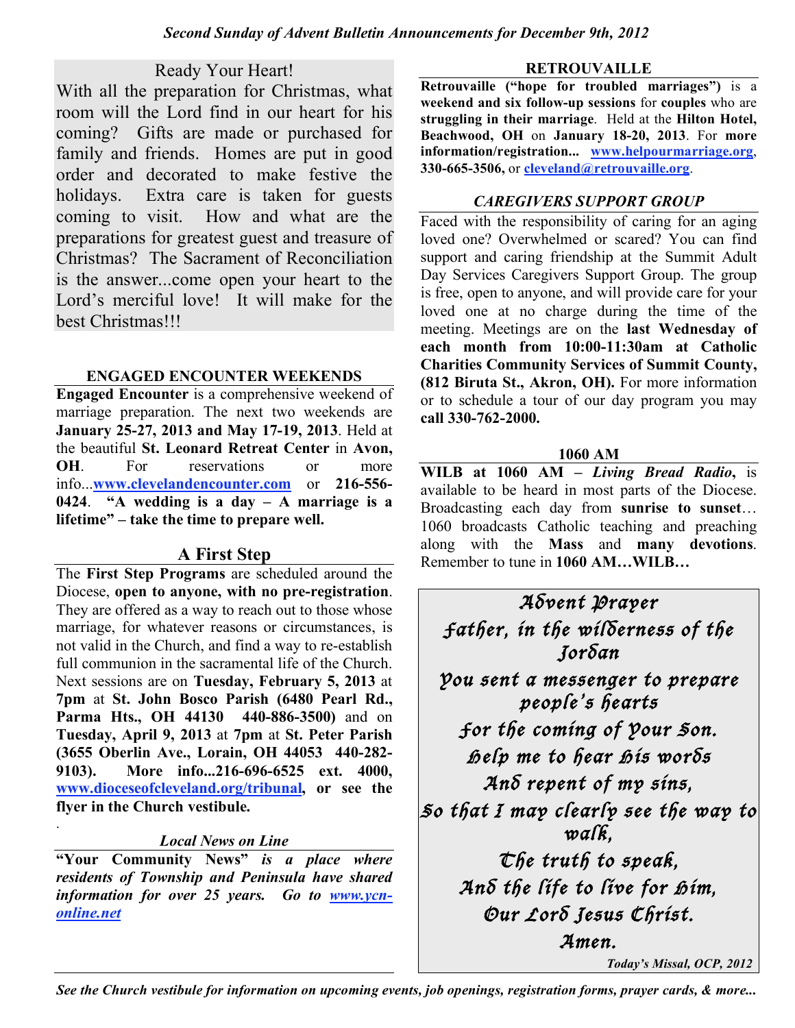*Second Sunday of Advent Bulletin Announcements for December 9th, 2012*

## Ready Your Heart!

With all the preparation for Christmas, what room will the Lord find in our heart for his coming? Gifts are made or purchased for family and friends. Homes are put in good order and decorated to make festive the holidays. Extra care is taken for guests coming to visit. How and what are the preparations for greatest guest and treasure of Christmas? The Sacrament of Reconciliation is the answer...come open your heart to the Lord's merciful love! It will make for the best Christmas!!!

### ENGAGED ENCOUNTER WEEKENDS

**Engaged Encounter** is a comprehensive weekend of marriage preparation. The next two weekends are **January 25-27, 2013 and May 17-19, 2013**. Held at the beautiful **St. Leonard Retreat Center** in **Avon, OH**. For reservations or more info...**www.clevelandencounter.com** or **216-556-0424**. **"A wedding is a day – A marriage is a lifetime" – take the time to prepare well.**

### A First Step

The **First Step Programs** are scheduled around the Diocese, **open to anyone, with no pre-registration**. They are offered as a way to reach out to those whose marriage, for whatever reasons or circumstances, is not valid in the Church, and find a way to re-establish full communion in the sacramental life of the Church. Next sessions are on **Tuesday, February 5, 2013** at **7pm** at **St. John Bosco Parish (6480 Pearl Rd., Parma Hts., OH 44130 440-886-3500)** and on **Tuesday, April 9, 2013** at **7pm** at **St. Peter Parish (3655 Oberlin Ave., Lorain, OH 44053 440-282-9103). More info...216-696-6525 ext. 4000, www.dioceseofcleveland.org/tribunal, or see the flyer in the Church vestibule.**

### *Local News on Line*

**"Your Community News"** ***is a place where residents of Township and Peninsula have shared information for over 25 years. Go to www.ycn-online.net***

### RETROUVAILLE

**Retrouvaille ("hope for troubled marriages")** is a **weekend and six follow-up sessions** for **couples** who are **struggling in their marriage**. Held at the **Hilton Hotel, Beachwood, OH** on **January 18-20, 2013**. For **more information/registration... www.helpourmarriage.org, 330-665-3506,** or **cleveland@retrouvaille.org**.

### *CAREGIVERS SUPPORT GROUP*

Faced with the responsibility of caring for an aging loved one? Overwhelmed or scared? You can find support and caring friendship at the Summit Adult Day Services Caregivers Support Group. The group is free, open to anyone, and will provide care for your loved one at no charge during the time of the meeting. Meetings are on the **last Wednesday of each month from 10:00-11:30am at Catholic Charities Community Services of Summit County, (812 Biruta St., Akron, OH).** For more information or to schedule a tour of our day program you may **call 330-762-2000.**

### 1060 AM

**WILB at 1060 AM –** ***Living Bread Radio***, is available to be heard in most parts of the Diocese. Broadcasting each day from **sunrise to sunset**… 1060 broadcasts Catholic teaching and preaching along with the **Mass** and **many devotions**. Remember to tune in **1060 AM…WILB…**

### Advent Prayer

Father, in the wilderness of the Jordan
You sent a messenger to prepare people's hearts
for the coming of Your Son.
Help me to hear His words
And repent of my sins,
So that I may clearly see the way to walk,
The truth to speak,
And the life to live for Him,
Our Lord Jesus Christ.
Amen.

***Today's Missal, OCP, 2012***

***See the Church vestibule for information on upcoming events, job openings, registration forms, prayer cards, & more...***